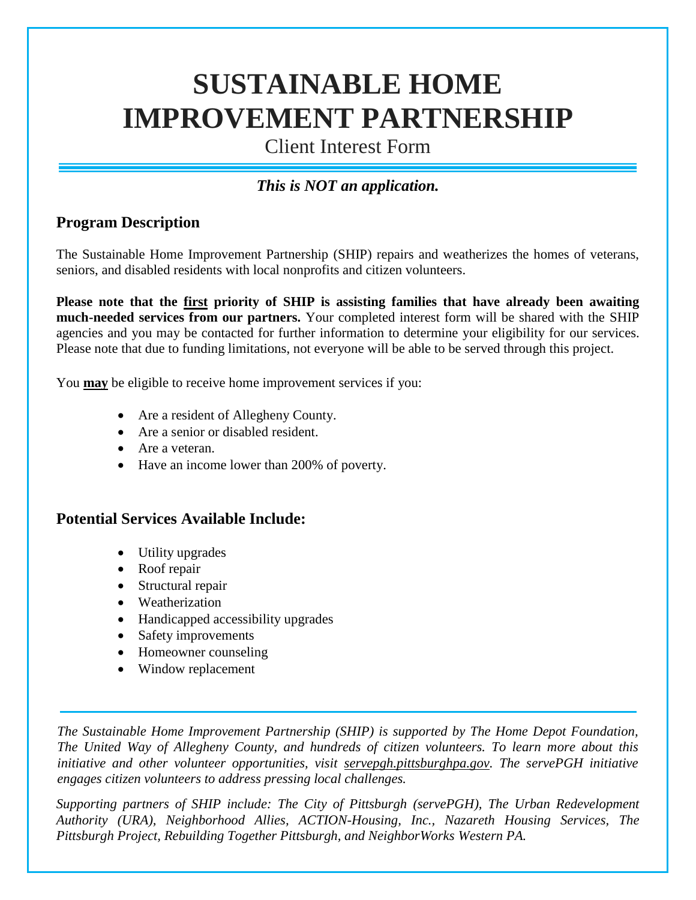# SUSTAINABLE HOME IMPROVEMENT PARTNERSHIP

Client Interest Form

***This is NOT an application.***

## Program Description

The Sustainable Home Improvement Partnership (SHIP) repairs and weatherizes the homes of veterans, seniors, and disabled residents with local nonprofits and citizen volunteers.

**Please note that the first priority of SHIP is assisting families that have already been awaiting much-needed services from our partners.** Your completed interest form will be shared with the SHIP agencies and you may be contacted for further information to determine your eligibility for our services. Please note that due to funding limitations, not everyone will be able to be served through this project.

You **may** be eligible to receive home improvement services if you:

- Are a resident of Allegheny County.
- Are a senior or disabled resident.
- Are a veteran.
- Have an income lower than 200% of poverty.

## Potential Services Available Include:

- Utility upgrades
- Roof repair
- Structural repair
- Weatherization
- Handicapped accessibility upgrades
- Safety improvements
- Homeowner counseling
- Window replacement

---

*The Sustainable Home Improvement Partnership (SHIP) is supported by The Home Depot Foundation, The United Way of Allegheny County, and hundreds of citizen volunteers. To learn more about this initiative and other volunteer opportunities, visit servepgh.pittsburghpa.gov. The servePGH initiative engages citizen volunteers to address pressing local challenges.*

*Supporting partners of SHIP include: The City of Pittsburgh (servePGH), The Urban Redevelopment Authority (URA), Neighborhood Allies, ACTION-Housing, Inc., Nazareth Housing Services, The Pittsburgh Project, Rebuilding Together Pittsburgh, and NeighborWorks Western PA.*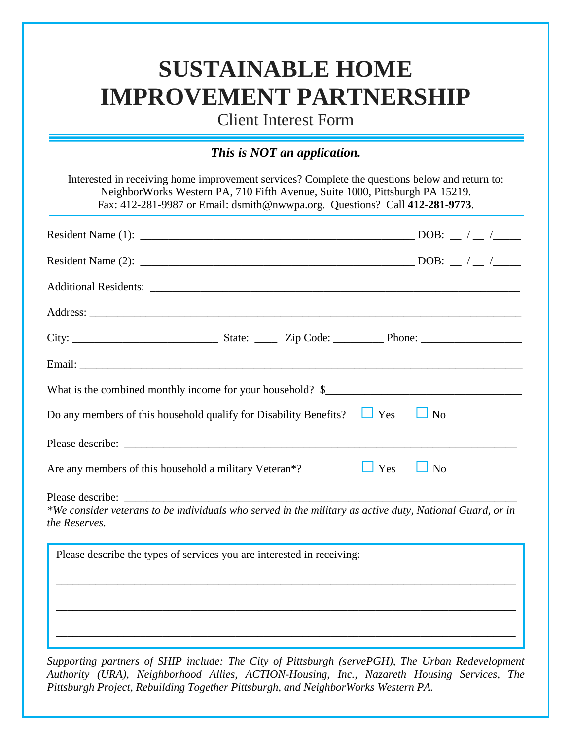# SUSTAINABLE HOME IMPROVEMENT PARTNERSHIP

Client Interest Form

***This is NOT an application.***

Interested in receiving home improvement services? Complete the questions below and return to: NeighborWorks Western PA, 710 Fifth Avenue, Suite 1000, Pittsburgh PA 15219. Fax: 412-281-9987 or Email: dsmith@nwwpa.org. Questions? Call **412-281-9773**.

Resident Name (1): ________________________________________ DOB: __ / __ /_____

Resident Name (2): ________________________________________ DOB: __ / __ /_____

Additional Residents: ____________________________________________________________

Address: _______________________________________________________________________

City: _________________________ State: ____ Zip Code: ________ Phone: _________________

Email: _________________________________________________________________________

What is the combined monthly income for your household? $_______________________________

Do any members of this household qualify for Disability Benefits? ☐ Yes ☐ No

Please describe: __________________________________________________________________

Are any members of this household a military Veteran*? ☐ Yes ☐ No

Please describe: __________________________________________________________________

*\*We consider veterans to be individuals who served in the military as active duty, National Guard, or in the Reserves.*

Please describe the types of services you are interested in receiving:

_______________________________________________________________________________

_______________________________________________________________________________

_______________________________________________________________________________

*Supporting partners of SHIP include: The City of Pittsburgh (servePGH), The Urban Redevelopment Authority (URA), Neighborhood Allies, ACTION-Housing, Inc., Nazareth Housing Services, The Pittsburgh Project, Rebuilding Together Pittsburgh, and NeighborWorks Western PA.*